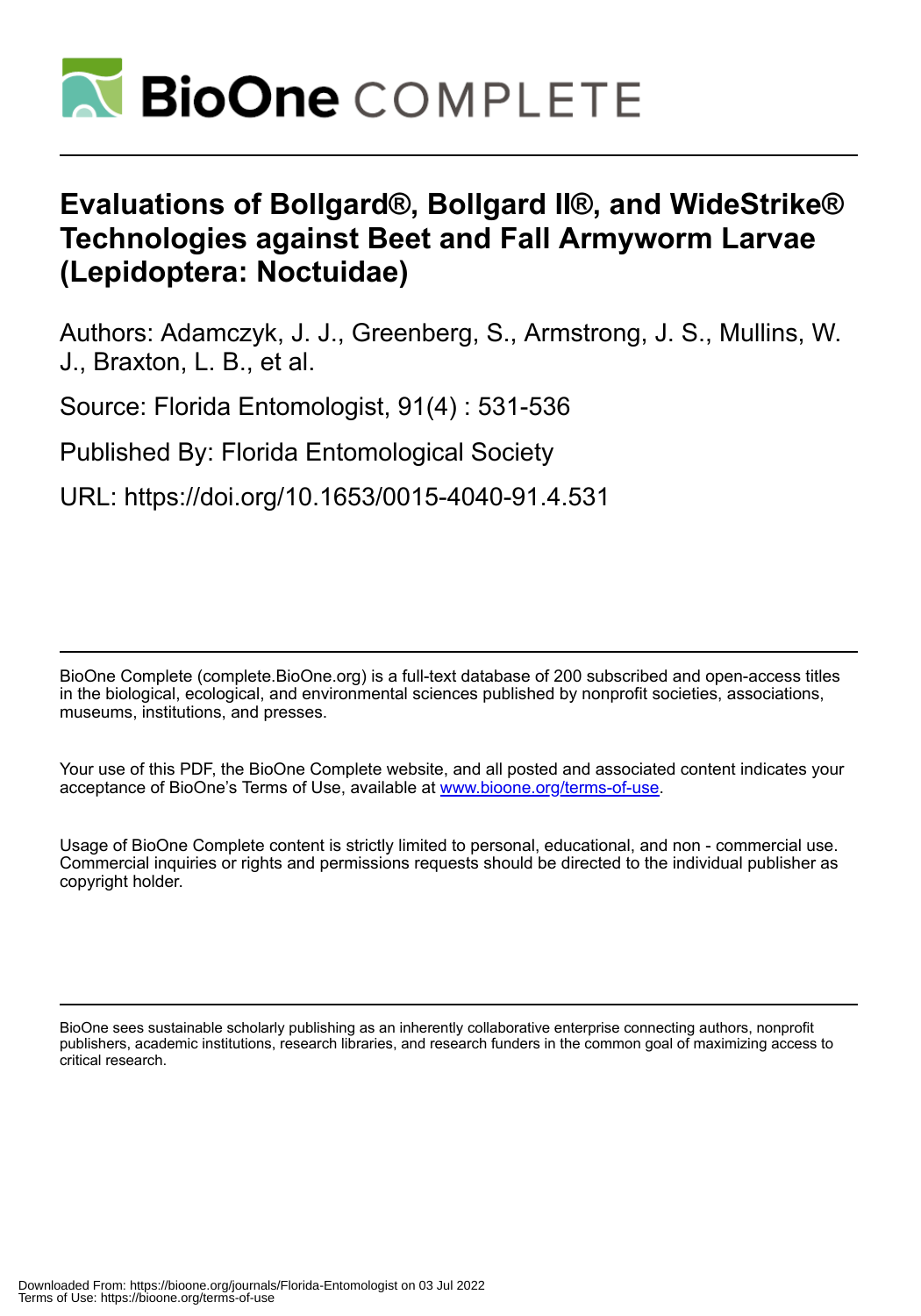# Evaluations of Bollgard®, Bollgard II®, and WideStrike® Technologies against Beet and Fall Armyworm Larvae (Lepidoptera: Noctuidae)

Authors: Adamczyk, J. J., Greenberg, S., Armstrong, J. S., Mullins, W. J., Braxton, L. B., et al.

Source: Florida Entomologist, 91(4) : 531-536

Published By: Florida Entomological Society

URL: https://doi.org/10.1653/0015-4040-91.4.531

BioOne Complete (complete.BioOne.org) is a full-text database of 200 subscribed and open-access titles in the biological, ecological, and environmental sciences published by nonprofit societies, associations, museums, institutions, and presses.

Your use of this PDF, the BioOne Complete website, and all posted and associated content indicates your acceptance of BioOne's Terms of Use, available at www.bioone.org/terms-of-use.

Usage of BioOne Complete content is strictly limited to personal, educational, and non - commercial use. Commercial inquiries or rights and permissions requests should be directed to the individual publisher as copyright holder.

BioOne sees sustainable scholarly publishing as an inherently collaborative enterprise connecting authors, nonprofit publishers, academic institutions, research libraries, and research funders in the common goal of maximizing access to critical research.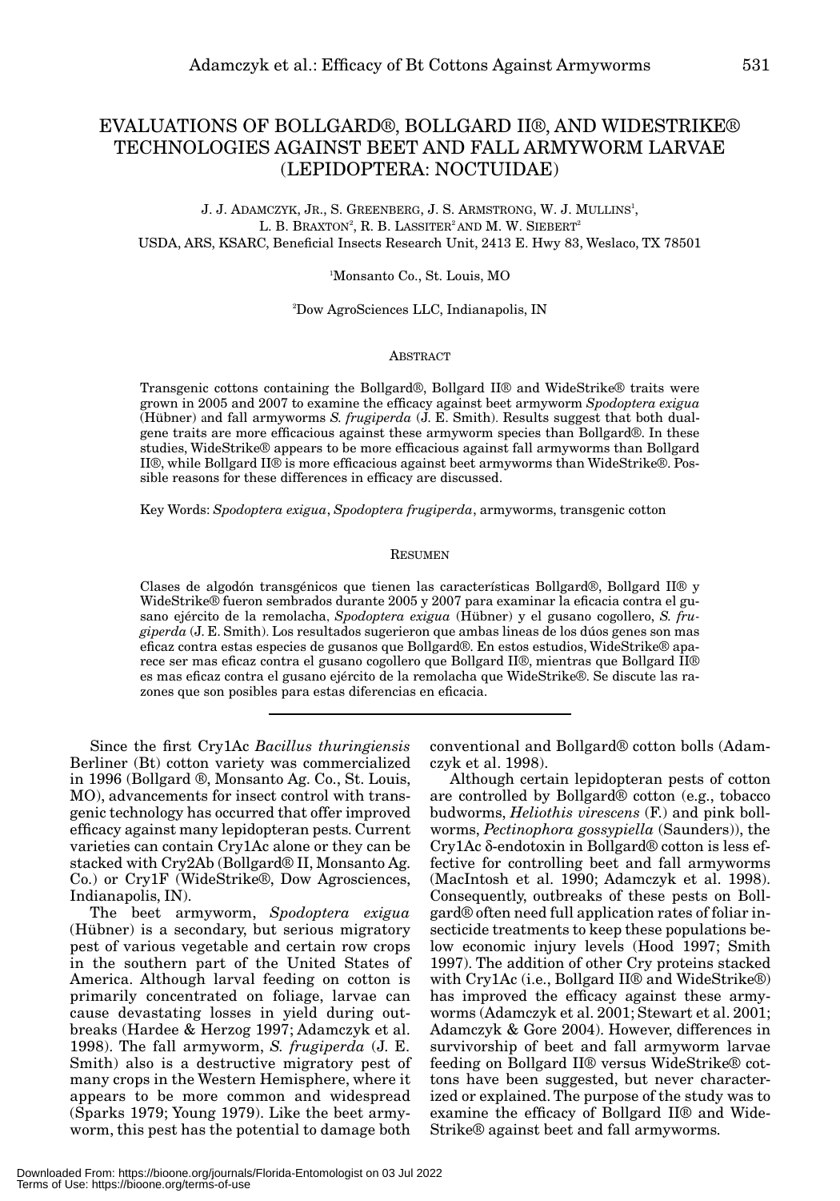# EVALUATIONS OF BOLLGARD®, BOLLGARD II®, AND WIDESTRIKE® TECHNOLOGIES AGAINST BEET AND FALL ARMYWORM LARVAE (LEPIDOPTERA: NOCTUIDAE)

J. J. ADAMCZYK, JR., S. GREENBERG, J. S. ARMSTRONG, W. J. MULLINS[1], L. B. BRAXTON[2], R. B. LASSITER[2] AND M. W. SIEBERT[2]
USDA, ARS, KSARC, Beneficial Insects Research Unit, 2413 E. Hwy 83, Weslaco, TX 78501

[1]Monsanto Co., St. Louis, MO

[2]Dow AgroSciences LLC, Indianapolis, IN

## ABSTRACT

Transgenic cottons containing the Bollgard®, Bollgard II® and WideStrike® traits were grown in 2005 and 2007 to examine the efficacy against beet armyworm *Spodoptera exigua* (Hübner) and fall armyworms *S. frugiperda* (J. E. Smith). Results suggest that both dual-gene traits are more efficacious against these armyworm species than Bollgard®. In these studies, WideStrike® appears to be more efficacious against fall armyworms than Bollgard II®, while Bollgard II® is more efficacious against beet armyworms than WideStrike®. Possible reasons for these differences in efficacy are discussed.

Key Words: *Spodoptera exigua*, *Spodoptera frugiperda*, armyworms, transgenic cotton

## RESUMEN

Clases de algodón transgénicos que tienen las características Bollgard®, Bollgard II® y WideStrike® fueron sembrados durante 2005 y 2007 para examinar la eficacia contra el gusano ejército de la remolacha, *Spodoptera exigua* (Hübner) y el gusano cogollero, *S. frugiperda* (J. E. Smith). Los resultados sugerieron que ambas lineas de los dúos genes son mas eficaz contra estas especies de gusanos que Bollgard®. En estos estudios, WideStrike® aparece ser mas eficaz contra el gusano cogollero que Bollgard II®, mientras que Bollgard II® es mas eficaz contra el gusano ejército de la remolacha que WideStrike®. Se discute las razones que son posibles para estas diferencias en eficacia.

---

Since the first Cry1Ac *Bacillus thuringiensis* Berliner (Bt) cotton variety was commercialized in 1996 (Bollgard ®, Monsanto Ag. Co., St. Louis, MO), advancements for insect control with transgenic technology has occurred that offer improved efficacy against many lepidopteran pests. Current varieties can contain Cry1Ac alone or they can be stacked with Cry2Ab (Bollgard® II, Monsanto Ag. Co.) or Cry1F (WideStrike®, Dow Agrosciences, Indianapolis, IN).

The beet armyworm, *Spodoptera exigua* (Hübner) is a secondary, but serious migratory pest of various vegetable and certain row crops in the southern part of the United States of America. Although larval feeding on cotton is primarily concentrated on foliage, larvae can cause devastating losses in yield during outbreaks (Hardee & Herzog 1997; Adamczyk et al. 1998). The fall armyworm, *S. frugiperda* (J. E. Smith) also is a destructive migratory pest of many crops in the Western Hemisphere, where it appears to be more common and widespread (Sparks 1979; Young 1979). Like the beet armyworm, this pest has the potential to damage both conventional and Bollgard® cotton bolls (Adamczyk et al. 1998).

Although certain lepidopteran pests of cotton are controlled by Bollgard® cotton (e.g., tobacco budworms, *Heliothis virescens* (F.) and pink bollworms, *Pectinophora gossypiella* (Saunders)), the Cry1Ac δ-endotoxin in Bollgard® cotton is less effective for controlling beet and fall armyworms (MacIntosh et al. 1990; Adamczyk et al. 1998). Consequently, outbreaks of these pests on Bollgard® often need full application rates of foliar insecticide treatments to keep these populations below economic injury levels (Hood 1997; Smith 1997). The addition of other Cry proteins stacked with Cry1Ac (i.e., Bollgard II® and WideStrike®) has improved the efficacy against these armyworms (Adamczyk et al. 2001; Stewart et al. 2001; Adamczyk & Gore 2004). However, differences in survivorship of beet and fall armyworm larvae feeding on Bollgard II® versus WideStrike® cottons have been suggested, but never characterized or explained. The purpose of the study was to examine the efficacy of Bollgard II® and WideStrike® against beet and fall armyworms.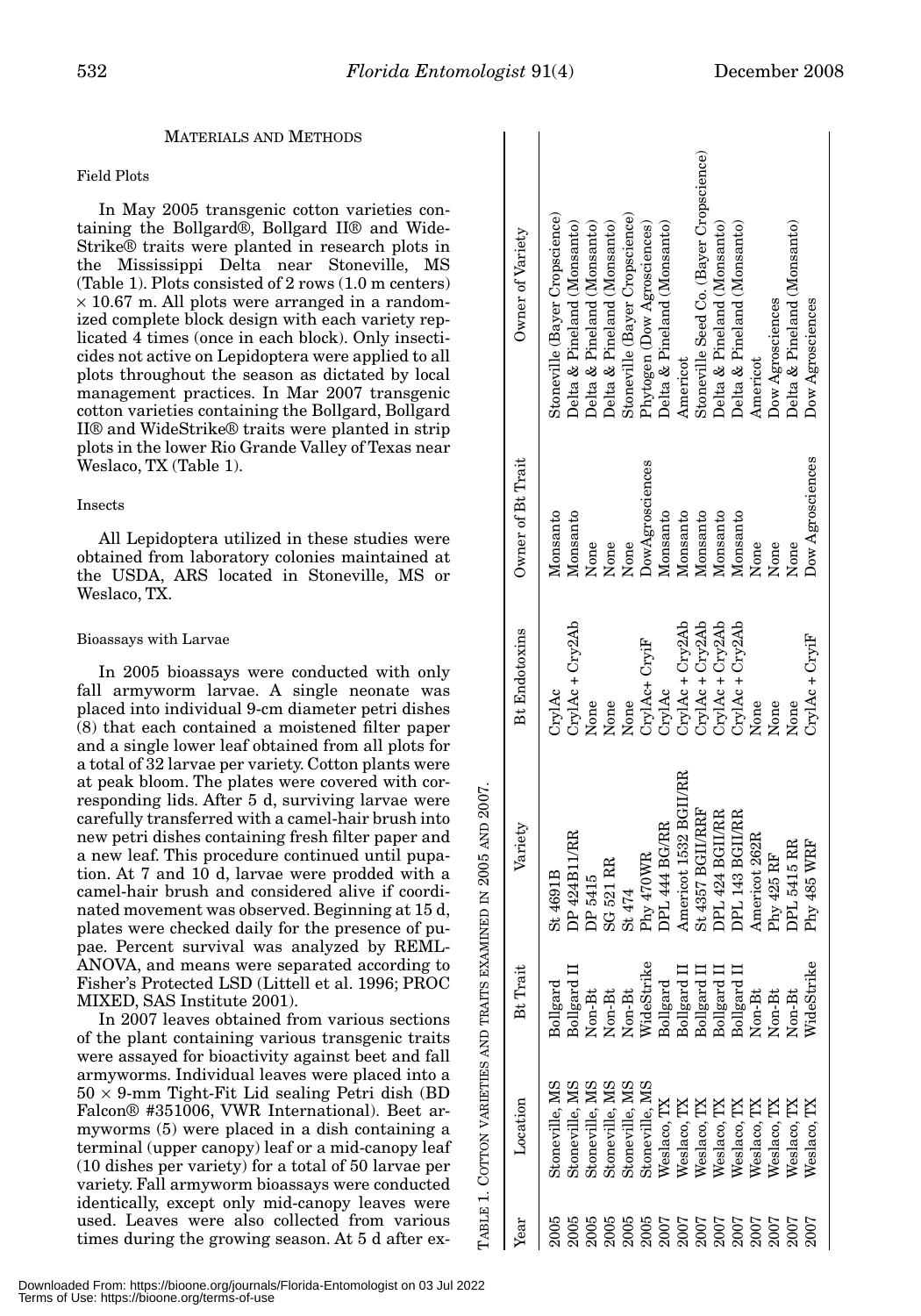## MATERIALS AND METHODS

### Field Plots

In May 2005 transgenic cotton varieties containing the Bollgard®, Bollgard II® and WideStrike® traits were planted in research plots in the Mississippi Delta near Stoneville, MS (Table 1). Plots consisted of 2 rows (1.0 m centers) × 10.67 m. All plots were arranged in a randomized complete block design with each variety replicated 4 times (once in each block). Only insecticides not active on Lepidoptera were applied to all plots throughout the season as dictated by local management practices. In Mar 2007 transgenic cotton varieties containing the Bollgard, Bollgard II® and WideStrike® traits were planted in strip plots in the lower Rio Grande Valley of Texas near Weslaco, TX (Table 1).

### Insects

All Lepidoptera utilized in these studies were obtained from laboratory colonies maintained at the USDA, ARS located in Stoneville, MS or Weslaco, TX.

### Bioassays with Larvae

In 2005 bioassays were conducted with only fall armyworm larvae. A single neonate was placed into individual 9-cm diameter petri dishes (8) that each contained a moistened filter paper and a single lower leaf obtained from all plots for a total of 32 larvae per variety. Cotton plants were at peak bloom. The plates were covered with corresponding lids. After 5 d, surviving larvae were carefully transferred with a camel-hair brush into new petri dishes containing fresh filter paper and a new leaf. This procedure continued until pupation. At 7 and 10 d, larvae were prodded with a camel-hair brush and considered alive if coordinated movement was observed. Beginning at 15 d, plates were checked daily for the presence of pupae. Percent survival was analyzed by REML-ANOVA, and means were separated according to Fisher's Protected LSD (Littell et al. 1996; PROC MIXED, SAS Institute 2001).

In 2007 leaves obtained from various sections of the plant containing various transgenic traits were assayed for bioactivity against beet and fall armyworms. Individual leaves were placed into a 50 × 9-mm Tight-Fit Lid sealing Petri dish (BD Falcon® #351006, VWR International). Beet armyworms (5) were placed in a dish containing a terminal (upper canopy) leaf or a mid-canopy leaf (10 dishes per variety) for a total of 50 larvae per variety. Fall armyworm bioassays were conducted identically, except only mid-canopy leaves were used. Leaves were also collected from various times during the growing season. At 5 d after ex-

TABLE 1. COTTON VARIETIES AND TRAITS EXAMINED IN 2005 AND 2007.

| Year | Location | Bt Trait | Variety | Bt Endotoxins | Owner of Bt Trait | Owner of Variety |
|---|---|---|---|---|---|---|
| 2005 | Stoneville, MS | Bollgard | St 4691B | CrylAc | Monsanto | Stoneville (Bayer Cropscience) |
| 2005 | Stoneville, MS | Bollgard II | DP 424B11/RR | CrylAc + Cry2Ab | Monsanto | Delta & Pineland (Monsanto) |
| 2005 | Stoneville, MS | Non-Bt | DP 5415 | None | None | Delta & Pineland (Monsanto) |
| 2005 | Stoneville, MS | Non-Bt | SG 521 RR | None | None | Delta & Pineland (Monsanto) |
| 2005 | Stoneville, MS | Non-Bt | St 474 | None | None | Stoneville (Bayer Cropscience) |
| 2005 | Stoneville, MS | WideStrike | Phy 470WR | CrylAc+ CryiF | DowAgrosciences | Phytogen (Dow Agrosciences) |
| 2007 | Weslaco, TX | Bollgard | DPL 444 BG/RR | CrylAc | Monsanto | Delta & Pineland (Monsanto) |
| 2007 | Weslaco, TX | Bollgard II | Americot 1532 BGII/RR | CrylAc + Cry2Ab | Monsanto | Americot |
| 2007 | Weslaco, TX | Bollgard II | St 4357 BGII/RRF | CrylAc + Cry2Ab | Monsanto | Stoneville Seed Co. (Bayer Cropscience) |
| 2007 | Weslaco, TX | Bollgard II | DPL 424 BGII/RR | CrylAc + Cry2Ab | Monsanto | Delta & Pineland (Monsanto) |
| 2007 | Weslaco, TX | Bollgard II | DPL 143 BGII/RR | CrylAc + Cry2Ab | Monsanto | Delta & Pineland (Monsanto) |
| 2007 | Weslaco, TX | Non-Bt | Americot 262R | None | None | Americot |
| 2007 | Weslaco, TX | Non-Bt | Phy 425 RF | None | None | Dow Agrosciences |
| 2007 | Weslaco, TX | Non-Bt | DPL 5415 RR | None | None | Delta & Pineland (Monsanto) |
| 2007 | Weslaco, TX | WideStrike | Phy 485 WRF | CrylAc + CryiF | Dow Agrosciences | Dow Agrosciences |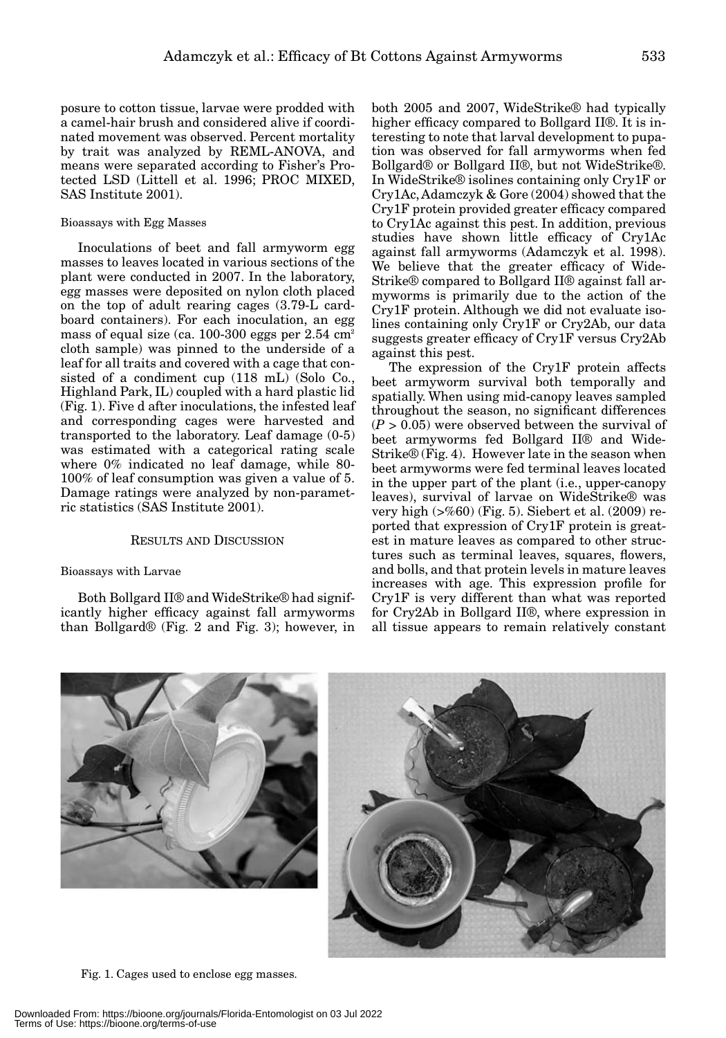posure to cotton tissue, larvae were prodded with a camel-hair brush and considered alive if coordinated movement was observed. Percent mortality by trait was analyzed by REML-ANOVA, and means were separated according to Fisher's Protected LSD (Littell et al. 1996; PROC MIXED, SAS Institute 2001).

### Bioassays with Egg Masses

Inoculations of beet and fall armyworm egg masses to leaves located in various sections of the plant were conducted in 2007. In the laboratory, egg masses were deposited on nylon cloth placed on the top of adult rearing cages (3.79-L cardboard containers). For each inoculation, an egg mass of equal size (ca. 100-300 eggs per 2.54 $cm^2$ cloth sample) was pinned to the underside of a leaf for all traits and covered with a cage that consisted of a condiment cup (118 mL) (Solo Co., Highland Park, IL) coupled with a hard plastic lid (Fig. 1). Five d after inoculations, the infested leaf and corresponding cages were harvested and transported to the laboratory. Leaf damage (0-5) was estimated with a categorical rating scale where 0% indicated no leaf damage, while 80-100% of leaf consumption was given a value of 5. Damage ratings were analyzed by non-parametric statistics (SAS Institute 2001).

## RESULTS AND DISCUSSION

### Bioassays with Larvae

Both Bollgard II® and WideStrike® had significantly higher efficacy against fall armyworms than Bollgard® (Fig. 2 and Fig. 3); however, in both 2005 and 2007, WideStrike® had typically higher efficacy compared to Bollgard II®. It is interesting to note that larval development to pupation was observed for fall armyworms when fed Bollgard® or Bollgard II®, but not WideStrike®. In WideStrike® isolines containing only Cry1F or Cry1Ac, Adamczyk & Gore (2004) showed that the Cry1F protein provided greater efficacy compared to Cry1Ac against this pest. In addition, previous studies have shown little efficacy of Cry1Ac against fall armyworms (Adamczyk et al. 1998). We believe that the greater efficacy of WideStrike® compared to Bollgard II® against fall armyworms is primarily due to the action of the Cry1F protein. Although we did not evaluate isolines containing only Cry1F or Cry2Ab, our data suggests greater efficacy of Cry1F versus Cry2Ab against this pest.

The expression of the Cry1F protein affects beet armyworm survival both temporally and spatially. When using mid-canopy leaves sampled throughout the season, no significant differences ($P > 0.05$) were observed between the survival of beet armyworms fed Bollgard II® and WideStrike® (Fig. 4). However late in the season when beet armyworms were fed terminal leaves located in the upper part of the plant (i.e., upper-canopy leaves), survival of larvae on WideStrike® was very high (>%60) (Fig. 5). Siebert et al. (2009) reported that expression of Cry1F protein is greatest in mature leaves as compared to other structures such as terminal leaves, squares, flowers, and bolls, and that protein levels in mature leaves increases with age. This expression profile for Cry1F is very different than what was reported for Cry2Ab in Bollgard II®, where expression in all tissue appears to remain relatively constant

Fig. 1. Cages used to enclose egg masses.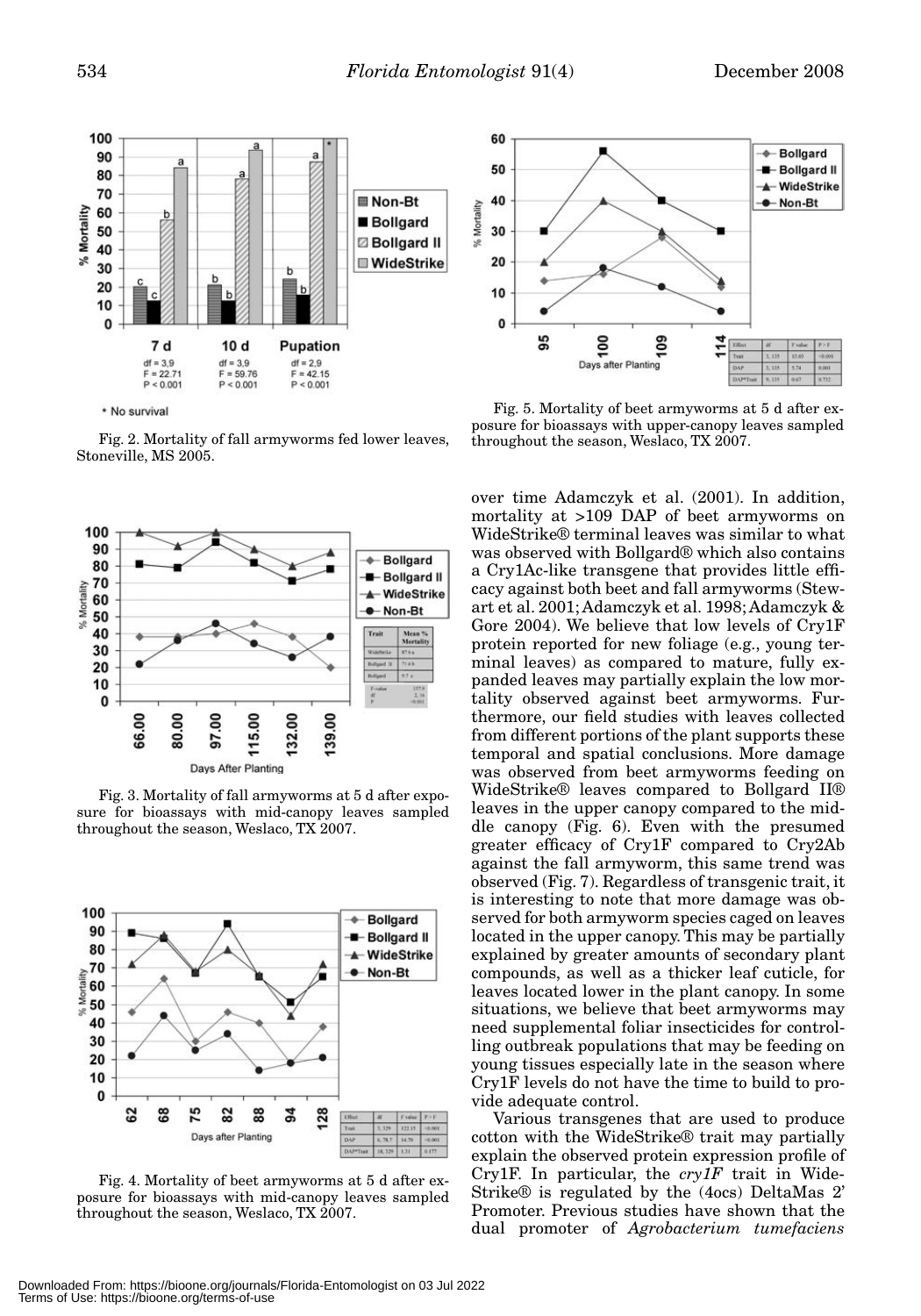Fig. 2. Mortality of fall armyworms fed lower leaves, Stoneville, MS 2005.

Fig. 3. Mortality of fall armyworms at 5 d after exposure for bioassays with mid-canopy leaves sampled throughout the season, Weslaco, TX 2007.

Fig. 4. Mortality of beet armyworms at 5 d after exposure for bioassays with mid-canopy leaves sampled throughout the season, Weslaco, TX 2007.

Fig. 5. Mortality of beet armyworms at 5 d after exposure for bioassays with upper-canopy leaves sampled throughout the season, Weslaco, TX 2007.

over time Adamczyk et al. (2001). In addition, mortality at >109 DAP of beet armyworms on WideStrike® terminal leaves was similar to what was observed with Bollgard® which also contains a Cry1Ac-like transgene that provides little efficacy against both beet and fall armyworms (Stewart et al. 2001; Adamczyk et al. 1998; Adamczyk & Gore 2004). We believe that low levels of Cry1F protein reported for new foliage (e.g., young terminal leaves) as compared to mature, fully expanded leaves may partially explain the low mortality observed against beet armyworms. Furthermore, our field studies with leaves collected from different portions of the plant supports these temporal and spatial conclusions. More damage was observed from beet armyworms feeding on WideStrike® leaves compared to Bollgard II® leaves in the upper canopy compared to the middle canopy (Fig. 6). Even with the presumed greater efficacy of Cry1F compared to Cry2Ab against the fall armyworm, this same trend was observed (Fig. 7). Regardless of transgenic trait, it is interesting to note that more damage was observed for both armyworm species caged on leaves located in the upper canopy. This may be partially explained by greater amounts of secondary plant compounds, as well as a thicker leaf cuticle, for leaves located lower in the plant canopy. In some situations, we believe that beet armyworms may need supplemental foliar insecticides for controlling outbreak populations that may be feeding on young tissues especially late in the season where Cry1F levels do not have the time to build to provide adequate control.

Various transgenes that are used to produce cotton with the WideStrike® trait may partially explain the observed protein expression profile of Cry1F. In particular, the *cry1F* trait in WideStrike® is regulated by the (4ocs) DeltaMas 2' Promoter. Previous studies have shown that the dual promoter of *Agrobacterium tumefaciens*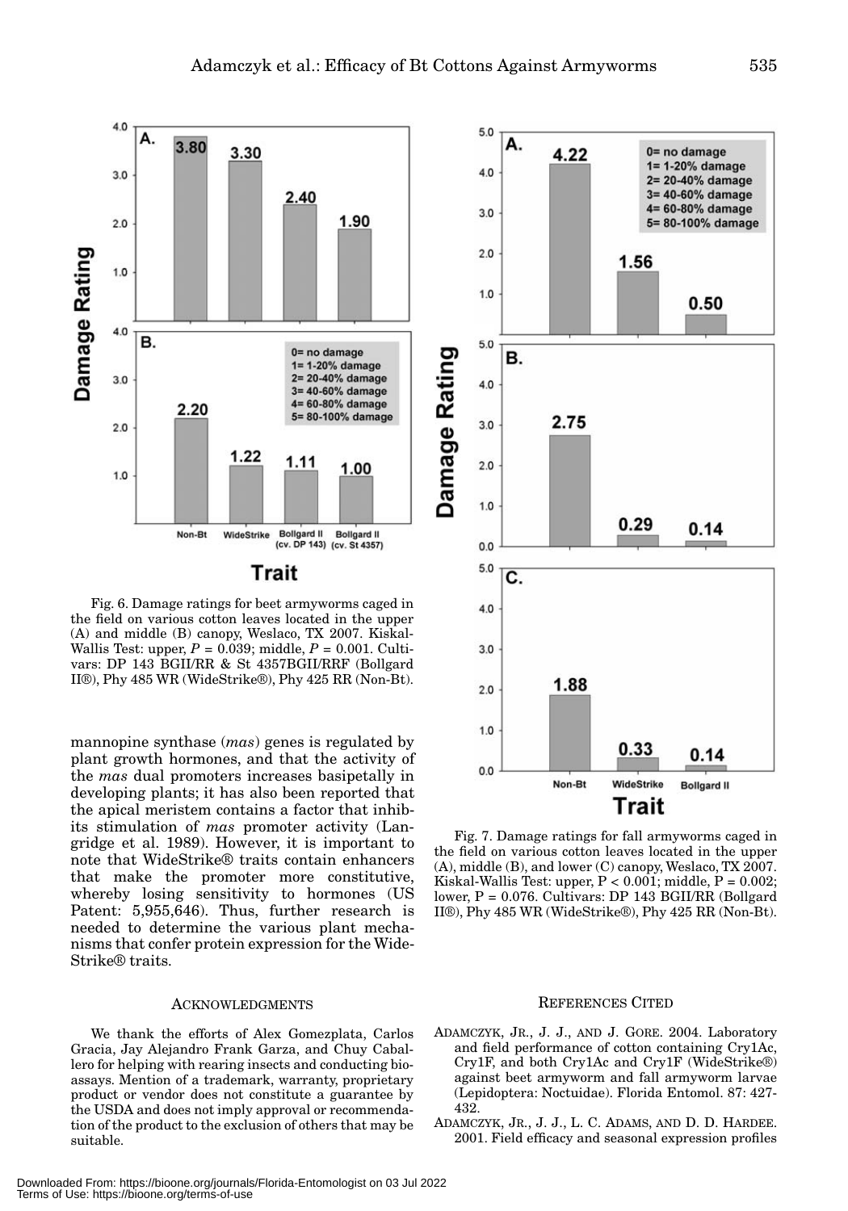Fig. 6. Damage ratings for beet armyworms caged in the field on various cotton leaves located in the upper (A) and middle (B) canopy, Weslaco, TX 2007. Kiskal-Wallis Test: upper, $P = 0.039$; middle, $P = 0.001$. Cultivars: DP 143 BGII/RR & St 4357BGII/RRF (Bollgard II®), Phy 485 WR (WideStrike®), Phy 425 RR (Non-Bt).

Fig. 7. Damage ratings for fall armyworms caged in the field on various cotton leaves located in the upper (A), middle (B), and lower (C) canopy, Weslaco, TX 2007. Kiskal-Wallis Test: upper, $P < 0.001$; middle, $P = 0.002$; lower, $P = 0.076$. Cultivars: DP 143 BGII/RR (Bollgard II®), Phy 485 WR (WideStrike®), Phy 425 RR (Non-Bt).

mannopine synthase (*mas*) genes is regulated by plant growth hormones, and that the activity of the *mas* dual promoters increases basipetally in developing plants; it has also been reported that the apical meristem contains a factor that inhibits its stimulation of *mas* promoter activity (Langridge et al. 1989). However, it is important to note that WideStrike® traits contain enhancers that make the promoter more constitutive, whereby losing sensitivity to hormones (US Patent: 5,955,646). Thus, further research is needed to determine the various plant mechanisms that confer protein expression for the WideStrike® traits.

## Acknowledgments

We thank the efforts of Alex Gomezplata, Carlos Gracia, Jay Alejandro Frank Garza, and Chuy Caballero for helping with rearing insects and conducting bioassays. Mention of a trademark, warranty, proprietary product or vendor does not constitute a guarantee by the USDA and does not imply approval or recommendation of the product to the exclusion of others that may be suitable.

## References Cited

ADAMCZYK, JR., J. J., AND J. GORE. 2004. Laboratory and field performance of cotton containing Cry1Ac, Cry1F, and both Cry1Ac and Cry1F (WideStrike®) against beet armyworm and fall armyworm larvae (Lepidoptera: Noctuidae). Florida Entomol. 87: 427-432.

ADAMCZYK, JR., J. J., L. C. ADAMS, AND D. D. HARDEE. 2001. Field efficacy and seasonal expression profiles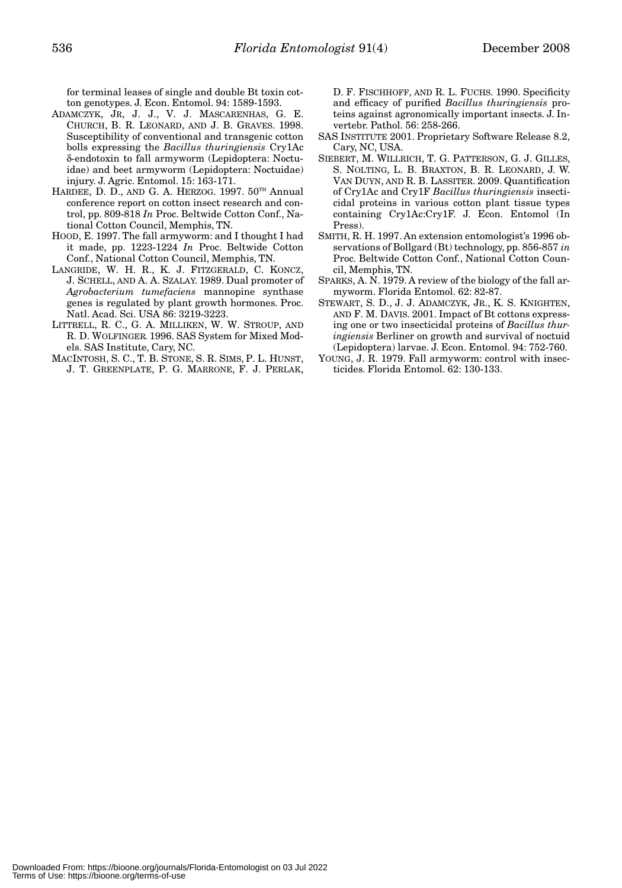for terminal leases of single and double Bt toxin cotton genotypes. J. Econ. Entomol. 94: 1589-1593.

ADAMCZYK, JR, J. J., V. J. MASCARENHAS, G. E. CHURCH, B. R. LEONARD, AND J. B. GRAVES. 1998. Susceptibility of conventional and transgenic cotton bolls expressing the *Bacillus thuringiensis* Cry1Ac δ-endotoxin to fall armyworm (Lepidoptera: Noctuidae) and beet armyworm (Lepidoptera: Noctuidae) injury. J. Agric. Entomol. 15: 163-171.

HARDEE, D. D., AND G. A. HERZOG. 1997. 50TH Annual conference report on cotton insect research and control, pp. 809-818 *In* Proc. Beltwide Cotton Conf., National Cotton Council, Memphis, TN.

HOOD, E. 1997. The fall armyworm: and I thought I had it made, pp. 1223-1224 *In* Proc. Beltwide Cotton Conf., National Cotton Council, Memphis, TN.

LANGRIDE, W. H. R., K. J. FITZGERALD, C. KONCZ, J. SCHELL, AND A. A. SZALAY. 1989. Dual promoter of *Agrobacterium tumefaciens* mannopine synthase genes is regulated by plant growth hormones. Proc. Natl. Acad. Sci. USA 86: 3219-3223.

LITTRELL, R. C., G. A. MILLIKEN, W. W. STROUP, AND R. D. WOLFINGER. 1996. SAS System for Mixed Models. SAS Institute, Cary, NC.

MACINTOSH, S. C., T. B. STONE, S. R. SIMS, P. L. HUNST, J. T. GREENPLATE, P. G. MARRONE, F. J. PERLAK, D. F. FISCHHOFF, AND R. L. FUCHS. 1990. Specificity and efficacy of purified *Bacillus thuringiensis* proteins against agronomically important insects. J. Invertebr. Pathol. 56: 258-266.

SAS INSTITUTE 2001. Proprietary Software Release 8.2, Cary, NC, USA.

SIEBERT, M. WILLRICH, T. G. PATTERSON, G. J. GILLES, S. NOLTING, L. B. BRAXTON, B. R. LEONARD, J. W. VAN DUYN, AND R. B. LASSITER. 2009. Quantification of Cry1Ac and Cry1F *Bacillus thuringiensis* insecticidal proteins in various cotton plant tissue types containing Cry1Ac:Cry1F. J. Econ. Entomol (In Press).

SMITH, R. H. 1997. An extension entomologist's 1996 observations of Bollgard (Bt) technology, pp. 856-857 *in* Proc. Beltwide Cotton Conf., National Cotton Council, Memphis, TN.

SPARKS, A. N. 1979. A review of the biology of the fall armyworm. Florida Entomol. 62: 82-87.

STEWART, S. D., J. J. ADAMCZYK, JR., K. S. KNIGHTEN, AND F. M. DAVIS. 2001. Impact of Bt cottons expressing one or two insecticidal proteins of *Bacillus thuringiensis* Berliner on growth and survival of noctuid (Lepidoptera) larvae. J. Econ. Entomol. 94: 752-760.

YOUNG, J. R. 1979. Fall armyworm: control with insecticides. Florida Entomol. 62: 130-133.